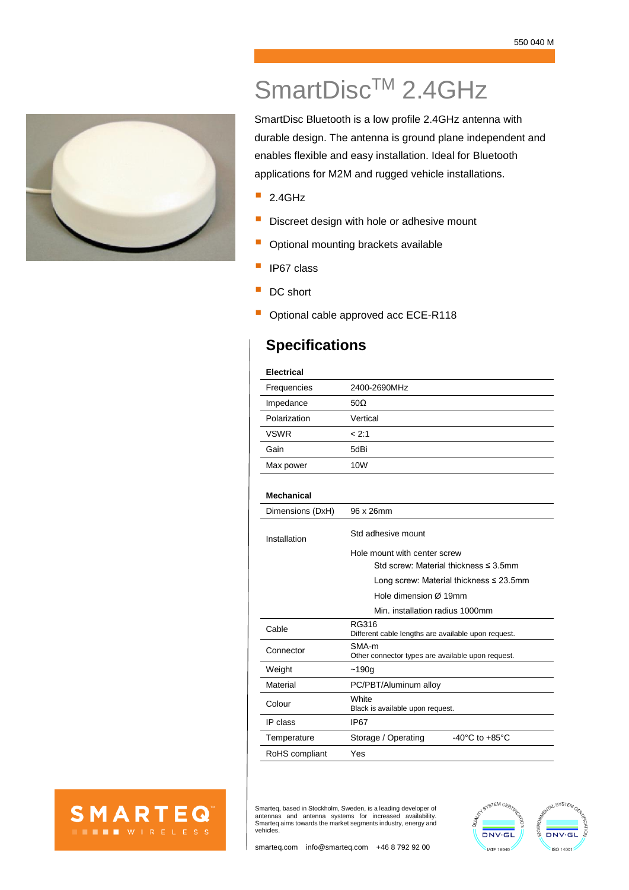550 040 M

# SmartDisc™ 2.4GHz

SmartDisc Bluetooth is a low profile 2.4GHz antenna with durable design. The antenna is ground plane independent and enables flexible and easy installation. Ideal for Bluetooth applications for M2M and rugged vehicle installations.

- 2.4GHz
- Discreet design with hole or adhesive mount
- Optional mounting brackets available
- IP67 class
- DC short
- Optional cable approved acc ECE-R118

## Specifications

**Electrical**

| | |
|---|---|
| Frequencies | 2400-2690MHz |
| Impedance | 50Ω |
| Polarization | Vertical |
| VSWR | < 2:1 |
| Gain | 5dBi |
| Max power | 10W |

**Mechanical**

| | | |
|---|---|---|
| Dimensions (DxH) | 96 x 26mm | |
| Installation | Std adhesive mount<br>Hole mount with center screw<br>Std screw: Material thickness ≤ 3.5mm<br>Long screw: Material thickness ≤ 23.5mm<br>Hole dimension Ø 19mm<br>Min. installation radius 1000mm | |
| Cable | RG316<br>Different cable lengths are available upon request. | |
| Connector | SMA-m<br>Other connector types are available upon request. | |
| Weight | ~190g | |
| Material | PC/PBT/Aluminum alloy | |
| Colour | White<br>Black is available upon request. | |
| IP class | IP67 | |
| Temperature | Storage / Operating | -40°C to +85°C |
| RoHS compliant | Yes | |

SMARTEQ WIRELESS

Smarteq, based in Stockholm, Sweden, is a leading developer of antennas and antenna systems for increased availability. Smarteq aims towards the market segments industry, energy and vehicles.

smarteq.com info@smarteq.com +46 8 792 92 00

DNV·GL IATF 16949 DNV·GL ISO 14001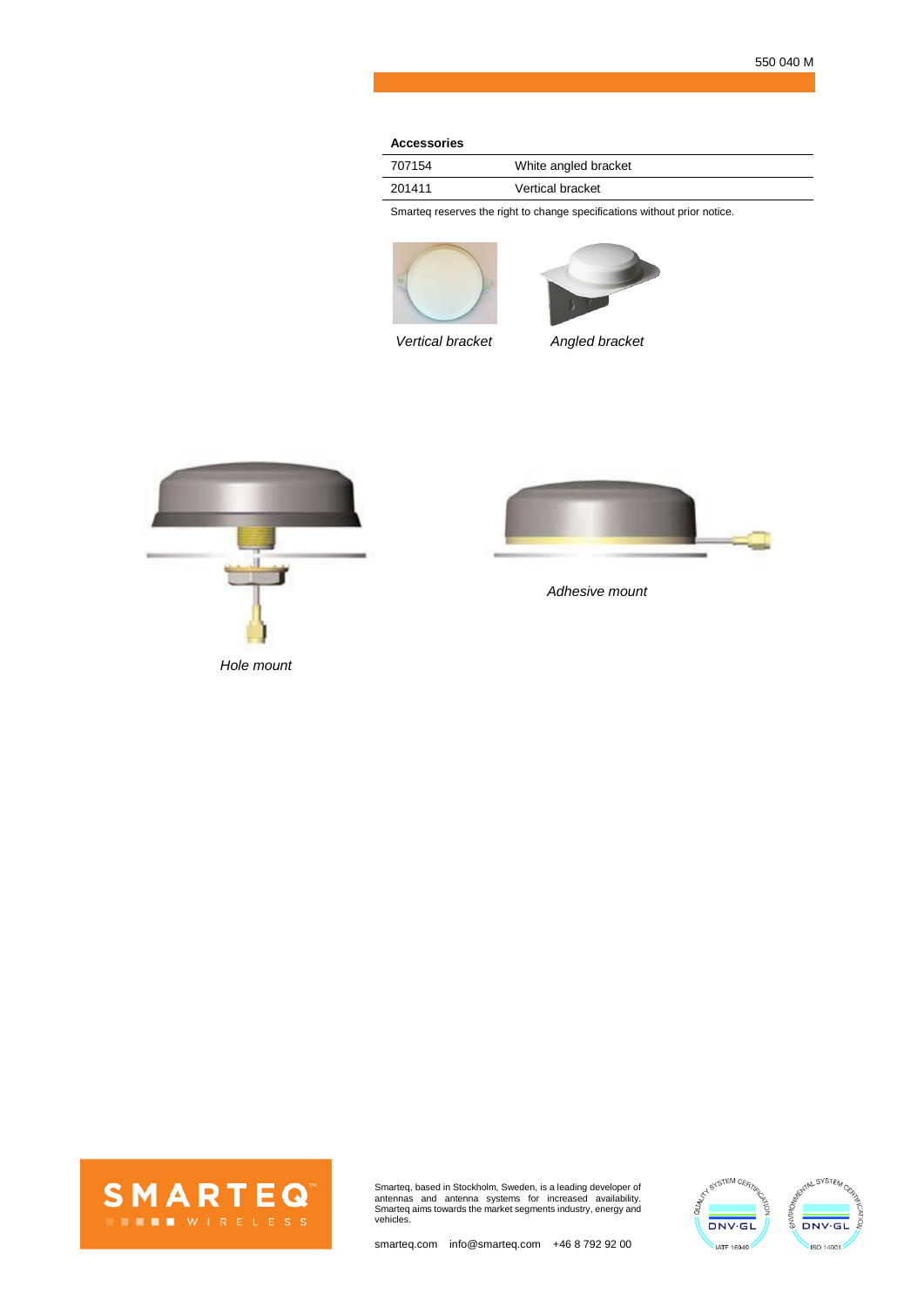## Accessories

| | |
|---|---|
| 707154 | White angled bracket |
| 201411 | Vertical bracket |

Smarteq reserves the right to change specifications without prior notice.

*Vertical bracket*

*Angled bracket*

*Adhesive mount*

*Hole mount*

Smarteq, based in Stockholm, Sweden, is a leading developer of antennas and antenna systems for increased availability. Smarteq aims towards the market segments industry, energy and vehicles.

smarteq.com info@smarteq.com +46 8 792 92 00